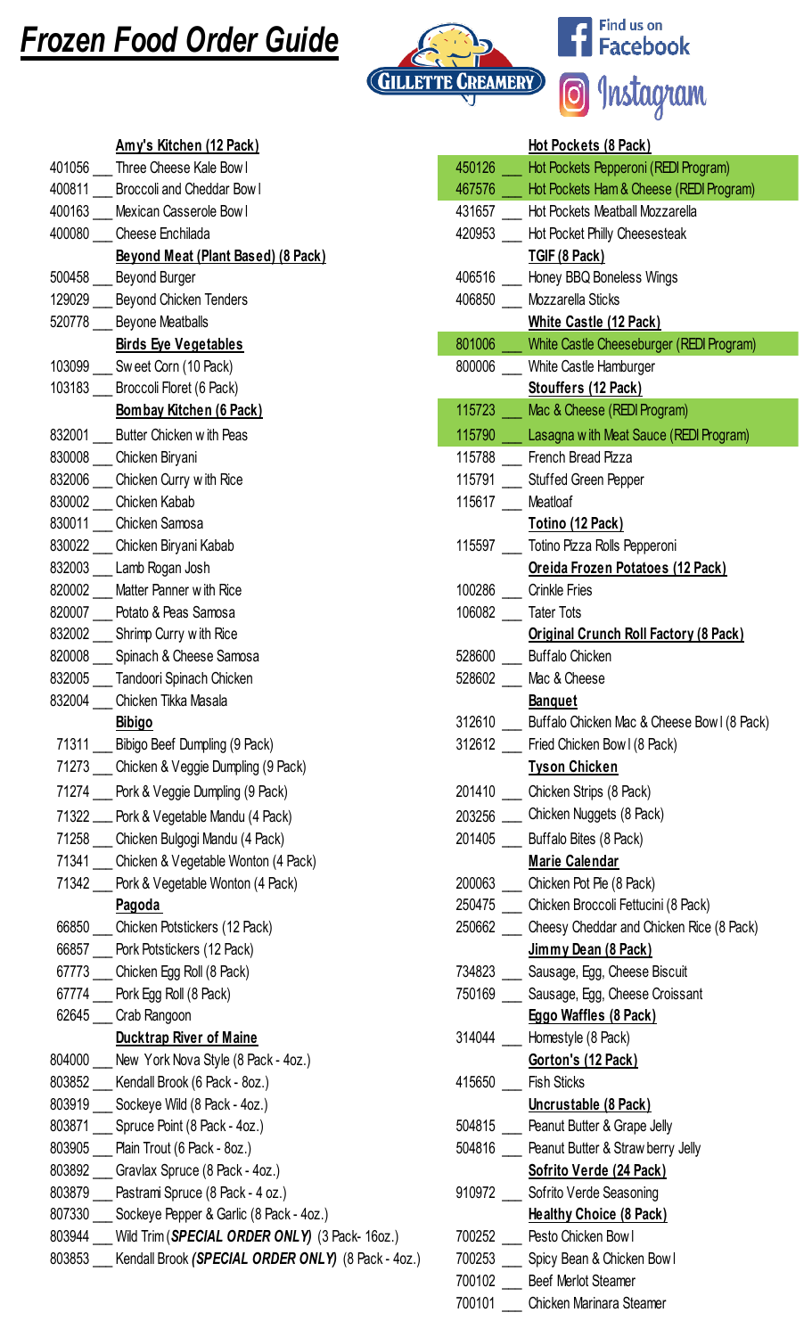# Frozen Food Order Guide

Find us on Facebook
Instagram

**Amy's Kitchen (12 Pack)**

401056 ___ Three Cheese Kale Bowl
400811 ___ Broccoli and Cheddar Bowl
400163 ___ Mexican Casserole Bowl
400080 ___ Cheese Enchilada

**Beyond Meat (Plant Based) (8 Pack)**

500458 ___ Beyond Burger
129029 ___ Beyond Chicken Tenders
520778 ___ Beyone Meatballs

**Birds Eye Vegetables**

103099 ___ Sweet Corn (10 Pack)
103183 ___ Broccoli Floret (6 Pack)

**Bombay Kitchen (6 Pack)**

832001 ___ Butter Chicken with Peas
830008 ___ Chicken Biryani
832006 ___ Chicken Curry with Rice
830002 ___ Chicken Kabab
830011 ___ Chicken Samosa
830022 ___ Chicken Biryani Kabab
832003 ___ Lamb Rogan Josh
820002 ___ Matter Panner with Rice
820007 ___ Potato & Peas Samosa
832002 ___ Shrimp Curry with Rice
820008 ___ Spinach & Cheese Samosa
832005 ___ Tandoori Spinach Chicken
832004 ___ Chicken Tikka Masala

**Bibigo**

71311 ___ Bibigo Beef Dumpling (9 Pack)
71273 ___ Chicken & Veggie Dumpling (9 Pack)
71274 ___ Pork & Veggie Dumpling (9 Pack)
71322 ___ Pork & Vegetable Mandu (4 Pack)
71258 ___ Chicken Bulgogi Mandu (4 Pack)
71341 ___ Chicken & Vegetable Wonton (4 Pack)
71342 ___ Pork & Vegetable Wonton (4 Pack)

**Pagoda**

66850 ___ Chicken Potstickers (12 Pack)
66857 ___ Pork Potstickers (12 Pack)
67773 ___ Chicken Egg Roll (8 Pack)
67774 ___ Pork Egg Roll (8 Pack)
62645 ___ Crab Rangoon

**Ducktrap River of Maine**

804000 ___ New York Nova Style (8 Pack - 4oz.)
803852 ___ Kendall Brook (6 Pack - 8oz.)
803919 ___ Sockeye Wild (8 Pack - 4oz.)
803871 ___ Spruce Point (8 Pack - 4oz.)
803905 ___ Plain Trout (6 Pack - 8oz.)
803892 ___ Gravlax Spruce (8 Pack - 4oz.)
803879 ___ Pastrami Spruce (8 Pack - 4 oz.)
807330 ___ Sockeye Pepper & Garlic (8 Pack - 4oz.)
803944 ___ Wild Trim (***SPECIAL ORDER ONLY***) (3 Pack- 16oz.)
803853 ___ Kendall Brook (***SPECIAL ORDER ONLY***) (8 Pack - 4oz.)

**Hot Pockets (8 Pack)**

450126 ___ Hot Pockets Pepperoni (REDI Program)
467576 ___ Hot Pockets Ham & Cheese (REDI Program)
431657 ___ Hot Pockets Meatball Mozzarella
420953 ___ Hot Pocket Philly Cheesesteak

**TGIF (8 Pack)**

406516 ___ Honey BBQ Boneless Wings
406850 ___ Mozzarella Sticks

**White Castle (12 Pack)**

801006 ___ White Castle Cheeseburger (REDI Program)
800006 ___ White Castle Hamburger

**Stouffers (12 Pack)**

115723 ___ Mac & Cheese (REDI Program)
115790 ___ Lasagna with Meat Sauce (REDI Program)
115788 ___ French Bread Pizza
115791 ___ Stuffed Green Pepper
115617 ___ Meatloaf

**Totino (12 Pack)**

115597 ___ Totino Pizza Rolls Pepperoni

**Oreida Frozen Potatoes (12 Pack)**

100286 ___ Crinkle Fries
106082 ___ Tater Tots

**Original Crunch Roll Factory (8 Pack)**

528600 ___ Buffalo Chicken
528602 ___ Mac & Cheese

**Banquet**

312610 ___ Buffalo Chicken Mac & Cheese Bowl (8 Pack)
312612 ___ Fried Chicken Bowl (8 Pack)

**Tyson Chicken**

201410 ___ Chicken Strips (8 Pack)
203256 ___ Chicken Nuggets (8 Pack)
201405 ___ Buffalo Bites (8 Pack)

**Marie Calendar**

200063 ___ Chicken Pot Pie (8 Pack)
250475 ___ Chicken Broccoli Fettucini (8 Pack)
250662 ___ Cheesy Cheddar and Chicken Rice (8 Pack)

**Jimmy Dean (8 Pack)**

734823 ___ Sausage, Egg, Cheese Biscuit
750169 ___ Sausage, Egg, Cheese Croissant

**Eggo Waffles (8 Pack)**

314044 ___ Homestyle (8 Pack)

**Gorton's (12 Pack)**

415650 ___ Fish Sticks

**Uncrustable (8 Pack)**

504815 ___ Peanut Butter & Grape Jelly
504816 ___ Peanut Butter & Strawberry Jelly

**Sofrito Verde (24 Pack)**

910972 ___ Sofrito Verde Seasoning

**Healthy Choice (8 Pack)**

700252 ___ Pesto Chicken Bowl
700253 ___ Spicy Bean & Chicken Bowl
700102 ___ Beef Merlot Steamer
700101 ___ Chicken Marinara Steamer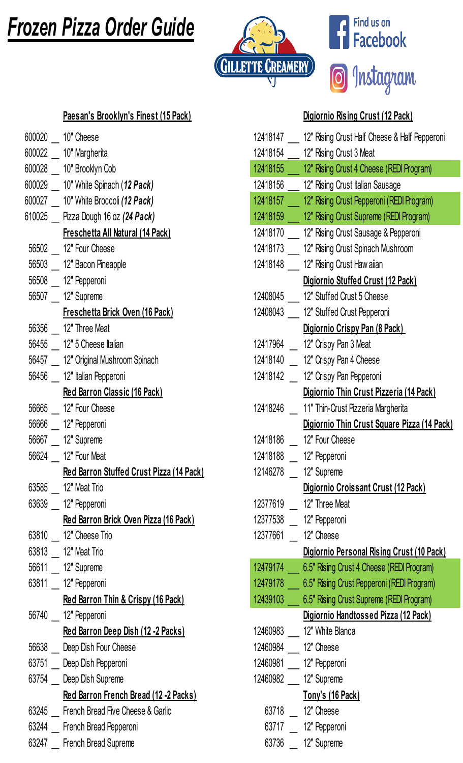# Frozen Pizza Order Guide

Find us on Facebook

Instagram

GILLETTE CREAMERY

**Paesan's Brooklyn's Finest (15 Pack)**

600020 __ 10" Cheese
600022 __ 10" Margherita
600028 __ 10" Brooklyn Cob
600029 __ 10" White Spinach (***12 Pack***)
600027 __ 10" White Broccoli ***(12 Pack)***
610025 __ Pizza Dough 16 oz ***(24 Pack)***

**Freschetta All Natural (14 Pack)**

56502 __ 12" Four Cheese
56503 __ 12" Bacon Pineapple
56508 __ 12" Pepperoni
56507 __ 12" Supreme

**Freschetta Brick Oven (16 Pack)**

56356 __ 12" Three Meat
56455 __ 12" 5 Cheese Italian
56457 __ 12" Original Mushroom Spinach
56456 __ 12" Italian Pepperoni

**Red Barron Classic (16 Pack)**

56665 __ 12" Four Cheese
56666 __ 12" Pepperoni
56667 __ 12" Supreme
56624 __ 12" Four Meat

**Red Barron Stuffed Crust Pizza (14 Pack)**

63585 __ 12" Meat Trio
63639 __ 12" Pepperoni

**Red Barron Brick Oven Pizza (16 Pack)**

63810 __ 12" Cheese Trio
63813 __ 12" Meat Trio
56611 __ 12" Supreme
63811 __ 12" Pepperoni

**Red Barron Thin & Crispy (16 Pack)**

56740 __ 12" Pepperoni

**Red Barron Deep Dish (12 -2 Packs)**

56638 __ Deep Dish Four Cheese
63751 __ Deep Dish Pepperoni
63754 __ Deep Dish Supreme

**Red Barron French Bread (12 -2 Packs)**

63245 __ French Bread Five Cheese & Garlic
63244 __ French Bread Pepperoni
63247 __ French Bread Supreme

**Digiornio Rising Crust (12 Pack)**

12418147 __ 12" Rising Crust Half Cheese & Half Pepperoni
12418154 __ 12" Rising Crust 3 Meat
12418155 __ 12" Rising Crust 4 Cheese (REDI Program)
12418156 __ 12" Rising Crust Italian Sausage
12418157 __ 12" Rising Crust Pepperoni (REDI Program)
12418159 __ 12" Rising Crust Supreme (REDI Program)
12418170 __ 12" Rising Crust Sausage & Pepperoni
12418173 __ 12" Rising Crust Spinach Mushroom
12418148 __ 12" Rising Crust Hawaiian

**Digiornio Stuffed Crust (12 Pack)**

12408045 __ 12" Stuffed Crust 5 Cheese
12408043 __ 12" Stuffed Crust Pepperoni

**Digiornio Crispy Pan (8 Pack)**

12417964 __ 12" Crispy Pan 3 Meat
12418140 __ 12" Crispy Pan 4 Cheese
12418142 __ 12" Crispy Pan Pepperoni

**Digiornio Thin Crust Pizzeria (14 Pack)**

12418246 __ 11" Thin-Crust Pizzeria Margherita

**Digiornio Thin Crust Square Pizza (14 Pack)**

12418186 __ 12" Four Cheese
12418188 __ 12" Pepperoni
12146278 __ 12" Supreme

**Digiornio Croissant Crust (12 Pack)**

12377619 __ 12" Three Meat
12377538 __ 12" Pepperoni
12377661 __ 12" Cheese

**Digiornio Personal Rising Crust (10 Pack)**

12479174 __ 6.5" Rising Crust 4 Cheese (REDI Program)
12479178 __ 6.5" Rising Crust Pepperoni (REDI Program)
12439103 __ 6.5" Rising Crust Supreme (REDI Program)

**Digiornio Handtossed Pizza (12 Pack)**

12460983 __ 12" White Blanca
12460984 __ 12" Cheese
12460981 __ 12" Pepperoni
12460982 __ 12" Supreme

**Tony's (16 Pack)**

63718 __ 12" Cheese
63717 __ 12" Pepperoni
63736 __ 12" Supreme